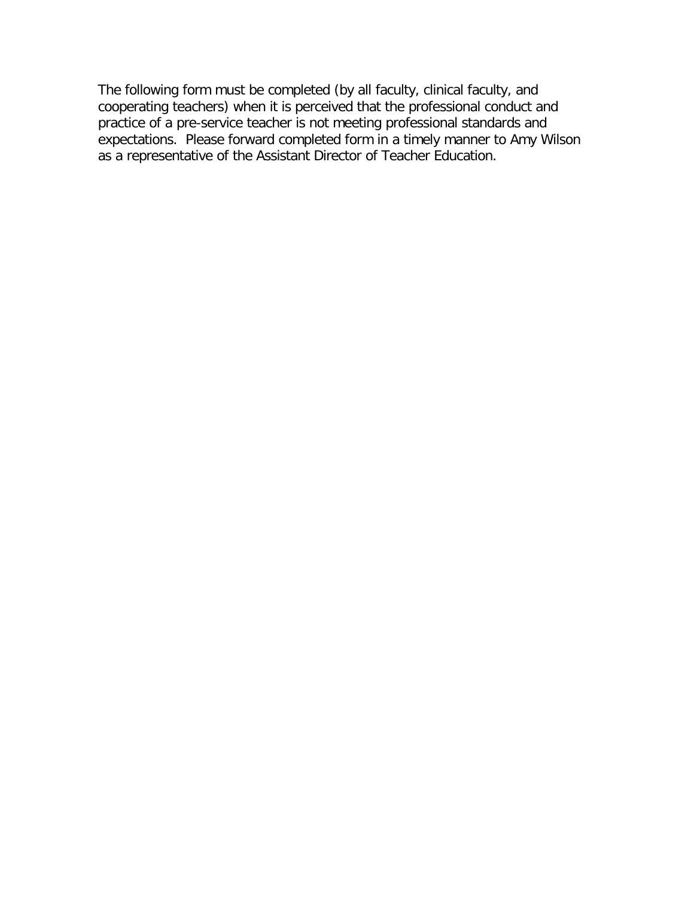The following form must be completed (by all faculty, clinical faculty, and cooperating teachers) when it is perceived that the professional conduct and practice of a pre-service teacher is not meeting professional standards and expectations. Please forward completed form in a timely manner to Amy Wilson as a representative of the Assistant Director of Teacher Education.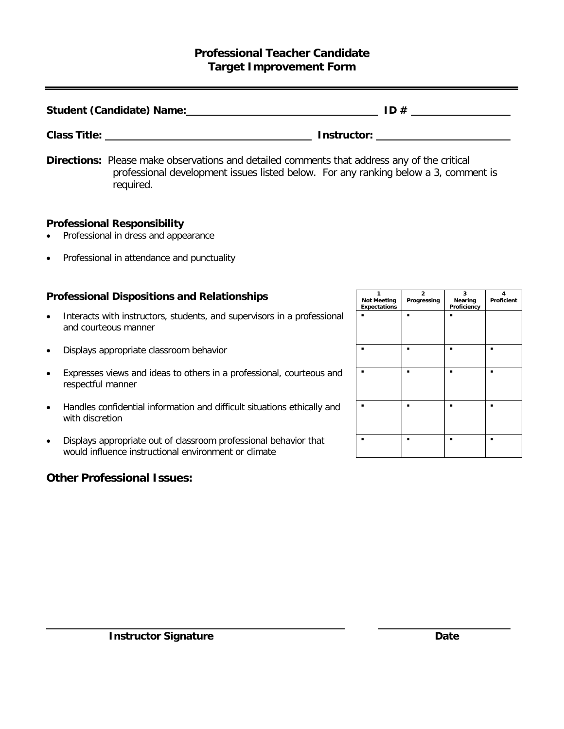## Professional Teacher Candidate
## Target Improvement Form

**Student (Candidate) Name:** \_\_\_\_\_\_\_\_\_\_\_\_\_\_\_\_\_\_\_\_\_\_\_\_\_\_\_\_\_\_ **ID #** \_\_\_\_\_\_\_\_\_\_\_\_\_\_\_

**Class Title:** \_\_\_\_\_\_\_\_\_\_\_\_\_\_\_\_\_\_\_\_\_\_\_\_\_\_\_\_\_\_ **Instructor:** \_\_\_\_\_\_\_\_\_\_\_\_\_\_\_\_\_\_\_\_\_\_

**Directions:** Please make observations and detailed comments that address any of the critical professional development issues listed below. For any ranking below a 3, comment is required.

### Professional Responsibility

- Professional in dress and appearance
- Professional in attendance and punctuality

### Professional Dispositions and Relationships

| | 1 Not Meeting Expectations | 2 Progressing | 3 Nearing Proficiency | 4 Proficient |
|---|---|---|---|---|
| Interacts with instructors, students, and supervisors in a professional and courteous manner | ▪ | ▪ | ▪ | |
| Displays appropriate classroom behavior | ▪ | ▪ | ▪ | ▪ |
| Expresses views and ideas to others in a professional, courteous and respectful manner | ▪ | ▪ | ▪ | ▪ |
| Handles confidential information and difficult situations ethically and with discretion | ▪ | ▪ | ▪ | ▪ |
| Displays appropriate out of classroom professional behavior that would influence instructional environment or climate | ▪ | ▪ | ▪ | ▪ |

## Other Professional Issues:

\_\_\_\_\_\_\_\_\_\_\_\_\_\_\_\_\_\_\_\_\_\_\_\_\_\_\_\_\_\_\_\_\_\_\_\_ \_\_\_\_\_\_\_\_\_\_\_\_\_\_\_\_\_\_\_\_

**Instructor Signature** **Date**